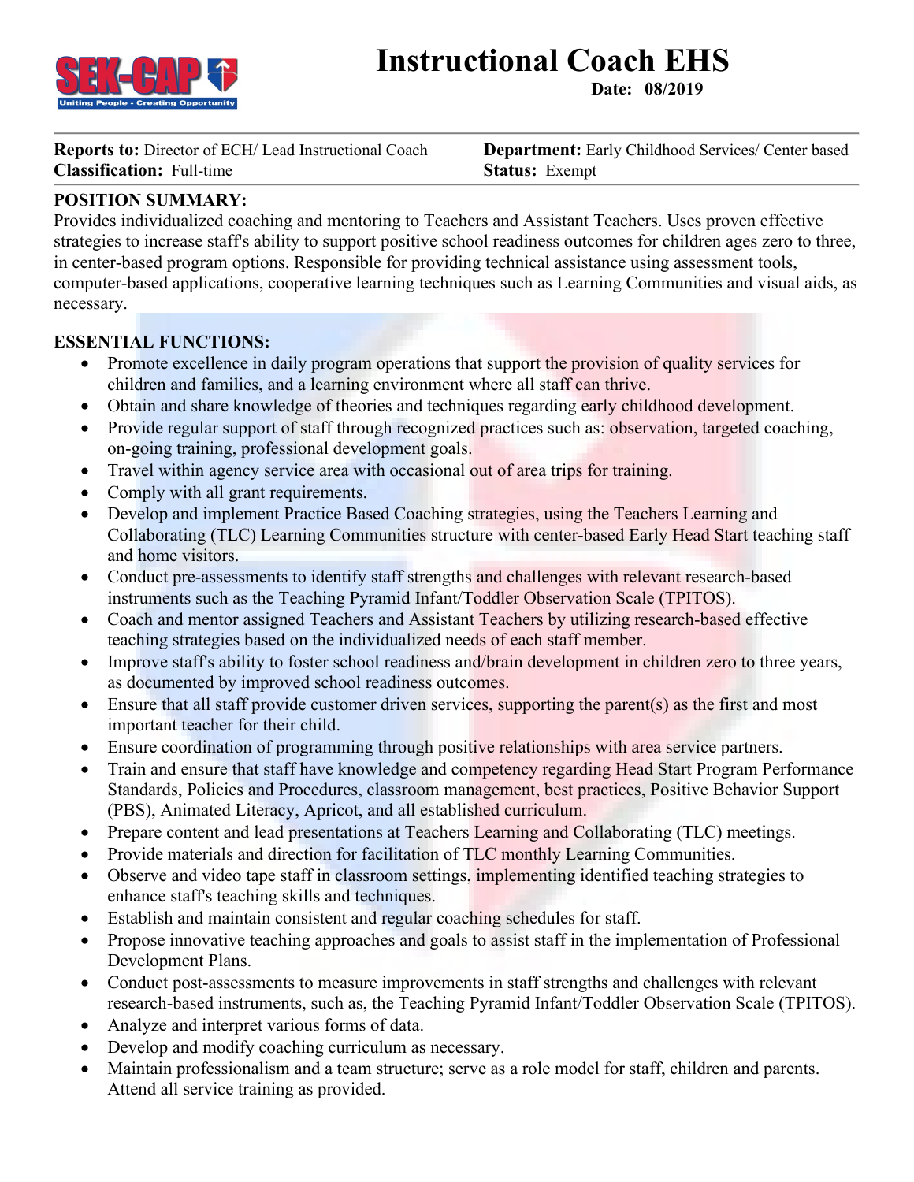# Instructional Coach EHS

**Date: 08/2019**

**Reports to:** Director of ECH/ Lead Instructional Coach
**Department:** Early Childhood Services/ Center based
**Classification:** Full-time
**Status:** Exempt

## POSITION SUMMARY:

Provides individualized coaching and mentoring to Teachers and Assistant Teachers. Uses proven effective strategies to increase staff's ability to support positive school readiness outcomes for children ages zero to three, in center-based program options. Responsible for providing technical assistance using assessment tools, computer-based applications, cooperative learning techniques such as Learning Communities and visual aids, as necessary.

## ESSENTIAL FUNCTIONS:

- Promote excellence in daily program operations that support the provision of quality services for children and families, and a learning environment where all staff can thrive.
- Obtain and share knowledge of theories and techniques regarding early childhood development.
- Provide regular support of staff through recognized practices such as: observation, targeted coaching, on-going training, professional development goals.
- Travel within agency service area with occasional out of area trips for training.
- Comply with all grant requirements.
- Develop and implement Practice Based Coaching strategies, using the Teachers Learning and Collaborating (TLC) Learning Communities structure with center-based Early Head Start teaching staff and home visitors.
- Conduct pre-assessments to identify staff strengths and challenges with relevant research-based instruments such as the Teaching Pyramid Infant/Toddler Observation Scale (TPITOS).
- Coach and mentor assigned Teachers and Assistant Teachers by utilizing research-based effective teaching strategies based on the individualized needs of each staff member.
- Improve staff's ability to foster school readiness and/brain development in children zero to three years, as documented by improved school readiness outcomes.
- Ensure that all staff provide customer driven services, supporting the parent(s) as the first and most important teacher for their child.
- Ensure coordination of programming through positive relationships with area service partners.
- Train and ensure that staff have knowledge and competency regarding Head Start Program Performance Standards, Policies and Procedures, classroom management, best practices, Positive Behavior Support (PBS), Animated Literacy, Apricot, and all established curriculum.
- Prepare content and lead presentations at Teachers Learning and Collaborating (TLC) meetings.
- Provide materials and direction for facilitation of TLC monthly Learning Communities.
- Observe and video tape staff in classroom settings, implementing identified teaching strategies to enhance staff's teaching skills and techniques.
- Establish and maintain consistent and regular coaching schedules for staff.
- Propose innovative teaching approaches and goals to assist staff in the implementation of Professional Development Plans.
- Conduct post-assessments to measure improvements in staff strengths and challenges with relevant research-based instruments, such as, the Teaching Pyramid Infant/Toddler Observation Scale (TPITOS).
- Analyze and interpret various forms of data.
- Develop and modify coaching curriculum as necessary.
- Maintain professionalism and a team structure; serve as a role model for staff, children and parents. Attend all service training as provided.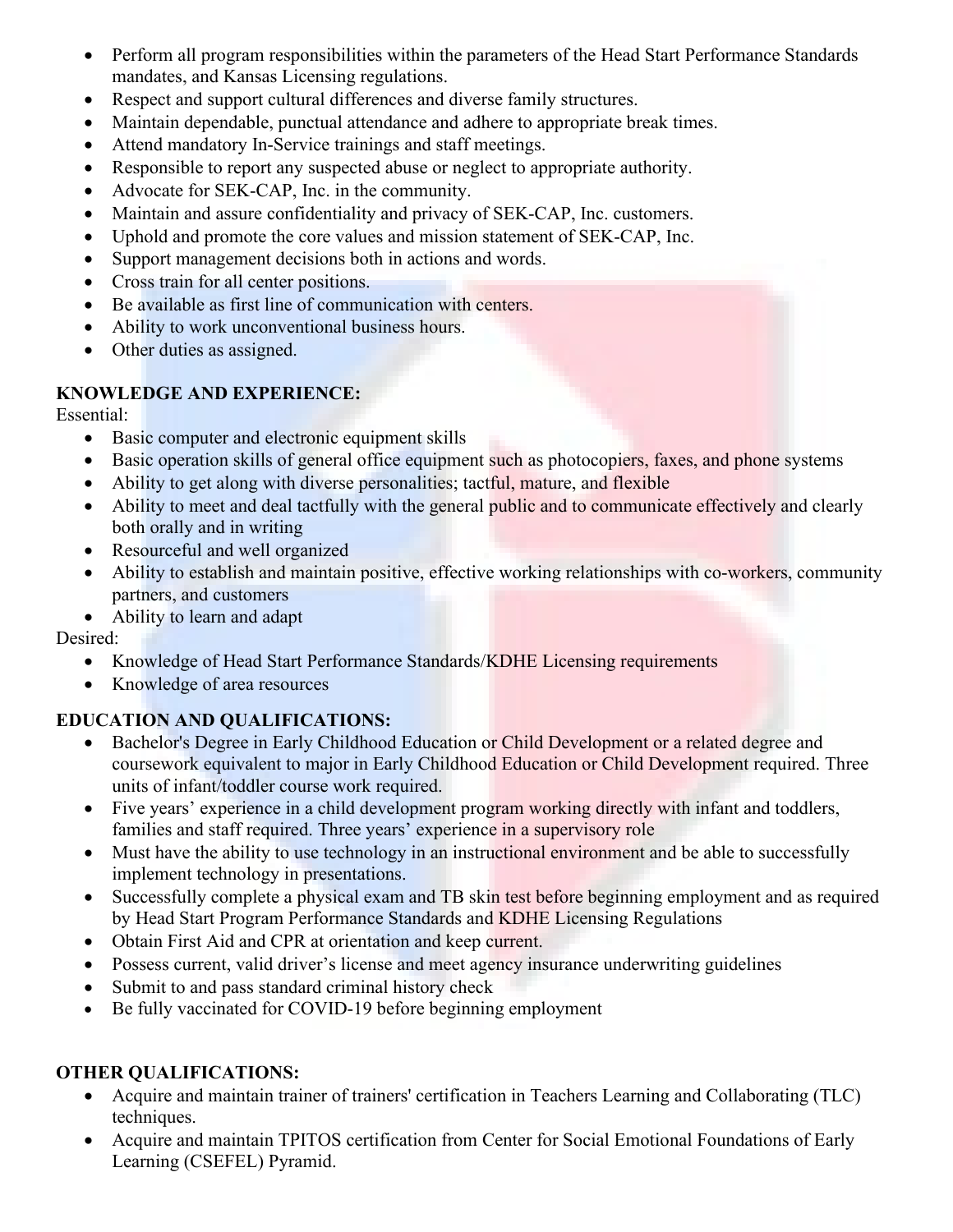- Perform all program responsibilities within the parameters of the Head Start Performance Standards mandates, and Kansas Licensing regulations.
- Respect and support cultural differences and diverse family structures.
- Maintain dependable, punctual attendance and adhere to appropriate break times.
- Attend mandatory In-Service trainings and staff meetings.
- Responsible to report any suspected abuse or neglect to appropriate authority.
- Advocate for SEK-CAP, Inc. in the community.
- Maintain and assure confidentiality and privacy of SEK-CAP, Inc. customers.
- Uphold and promote the core values and mission statement of SEK-CAP, Inc.
- Support management decisions both in actions and words.
- Cross train for all center positions.
- Be available as first line of communication with centers.
- Ability to work unconventional business hours.
- Other duties as assigned.

**KNOWLEDGE AND EXPERIENCE:**

Essential:

- Basic computer and electronic equipment skills
- Basic operation skills of general office equipment such as photocopiers, faxes, and phone systems
- Ability to get along with diverse personalities; tactful, mature, and flexible
- Ability to meet and deal tactfully with the general public and to communicate effectively and clearly both orally and in writing
- Resourceful and well organized
- Ability to establish and maintain positive, effective working relationships with co-workers, community partners, and customers
- Ability to learn and adapt

Desired:

- Knowledge of Head Start Performance Standards/KDHE Licensing requirements
- Knowledge of area resources

**EDUCATION AND QUALIFICATIONS:**

- Bachelor's Degree in Early Childhood Education or Child Development or a related degree and coursework equivalent to major in Early Childhood Education or Child Development required. Three units of infant/toddler course work required.
- Five years' experience in a child development program working directly with infant and toddlers, families and staff required. Three years' experience in a supervisory role
- Must have the ability to use technology in an instructional environment and be able to successfully implement technology in presentations.
- Successfully complete a physical exam and TB skin test before beginning employment and as required by Head Start Program Performance Standards and KDHE Licensing Regulations
- Obtain First Aid and CPR at orientation and keep current.
- Possess current, valid driver's license and meet agency insurance underwriting guidelines
- Submit to and pass standard criminal history check
- Be fully vaccinated for COVID-19 before beginning employment

**OTHER QUALIFICATIONS:**

- Acquire and maintain trainer of trainers' certification in Teachers Learning and Collaborating (TLC) techniques.
- Acquire and maintain TPITOS certification from Center for Social Emotional Foundations of Early Learning (CSEFEL) Pyramid.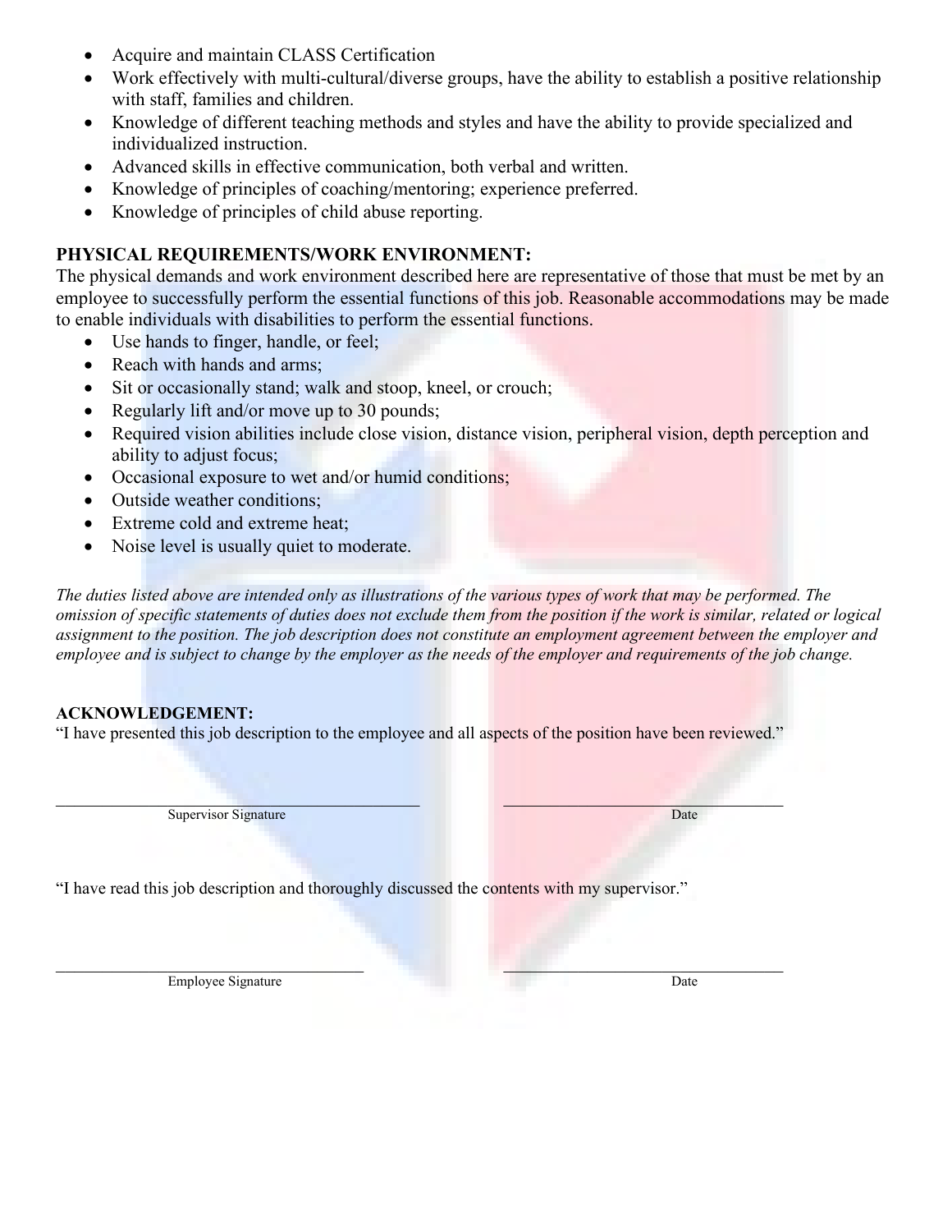- Acquire and maintain CLASS Certification
- Work effectively with multi-cultural/diverse groups, have the ability to establish a positive relationship with staff, families and children.
- Knowledge of different teaching methods and styles and have the ability to provide specialized and individualized instruction.
- Advanced skills in effective communication, both verbal and written.
- Knowledge of principles of coaching/mentoring; experience preferred.
- Knowledge of principles of child abuse reporting.

**PHYSICAL REQUIREMENTS/WORK ENVIRONMENT:**

The physical demands and work environment described here are representative of those that must be met by an employee to successfully perform the essential functions of this job. Reasonable accommodations may be made to enable individuals with disabilities to perform the essential functions.

- Use hands to finger, handle, or feel;
- Reach with hands and arms;
- Sit or occasionally stand; walk and stoop, kneel, or crouch;
- Regularly lift and/or move up to 30 pounds;
- Required vision abilities include close vision, distance vision, peripheral vision, depth perception and ability to adjust focus;
- Occasional exposure to wet and/or humid conditions;
- Outside weather conditions;
- Extreme cold and extreme heat;
- Noise level is usually quiet to moderate.

*The duties listed above are intended only as illustrations of the various types of work that may be performed. The omission of specific statements of duties does not exclude them from the position if the work is similar, related or logical assignment to the position. The job description does not constitute an employment agreement between the employer and employee and is subject to change by the employer as the needs of the employer and requirements of the job change.*

**ACKNOWLEDGEMENT:**

"I have presented this job description to the employee and all aspects of the position have been reviewed."

_______________________________ Supervisor Signature

_______________________________ Date

"I have read this job description and thoroughly discussed the contents with my supervisor."

_______________________________ Employee Signature

_______________________________ Date